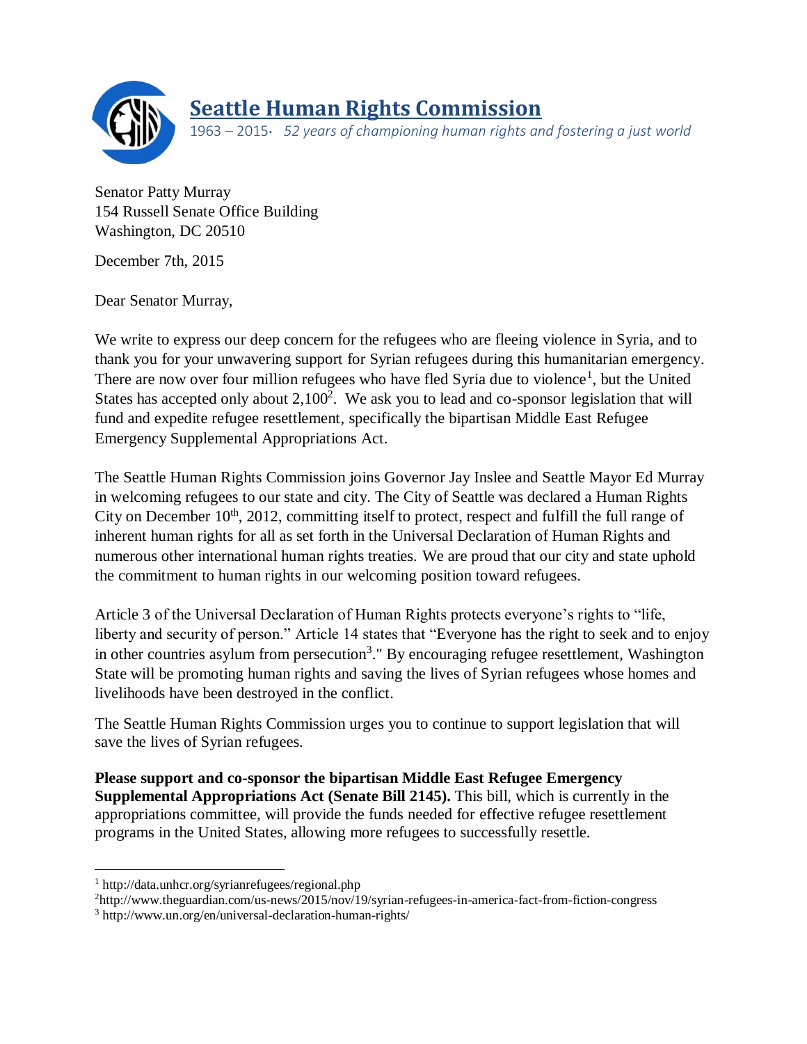# Seattle Human Rights Commission

1963 – 2015· *52 years of championing human rights and fostering a just world*

Senator Patty Murray
154 Russell Senate Office Building
Washington, DC 20510

December 7th, 2015

Dear Senator Murray,

We write to express our deep concern for the refugees who are fleeing violence in Syria, and to thank you for your unwavering support for Syrian refugees during this humanitarian emergency. There are now over four million refugees who have fled Syria due to violence[1], but the United States has accepted only about 2,100[2]. We ask you to lead and co-sponsor legislation that will fund and expedite refugee resettlement, specifically the bipartisan Middle East Refugee Emergency Supplemental Appropriations Act.

The Seattle Human Rights Commission joins Governor Jay Inslee and Seattle Mayor Ed Murray in welcoming refugees to our state and city. The City of Seattle was declared a Human Rights City on December 10th, 2012, committing itself to protect, respect and fulfill the full range of inherent human rights for all as set forth in the Universal Declaration of Human Rights and numerous other international human rights treaties. We are proud that our city and state uphold the commitment to human rights in our welcoming position toward refugees.

Article 3 of the Universal Declaration of Human Rights protects everyone's rights to "life, liberty and security of person." Article 14 states that "Everyone has the right to seek and to enjoy in other countries asylum from persecution[3]." By encouraging refugee resettlement, Washington State will be promoting human rights and saving the lives of Syrian refugees whose homes and livelihoods have been destroyed in the conflict.

The Seattle Human Rights Commission urges you to continue to support legislation that will save the lives of Syrian refugees.

**Please support and co-sponsor the bipartisan Middle East Refugee Emergency Supplemental Appropriations Act (Senate Bill 2145).** This bill, which is currently in the appropriations committee, will provide the funds needed for effective refugee resettlement programs in the United States, allowing more refugees to successfully resettle.

---

[1] http://data.unhcr.org/syrianrefugees/regional.php

[2] http://www.theguardian.com/us-news/2015/nov/19/syrian-refugees-in-america-fact-from-fiction-congress

[3] http://www.un.org/en/universal-declaration-human-rights/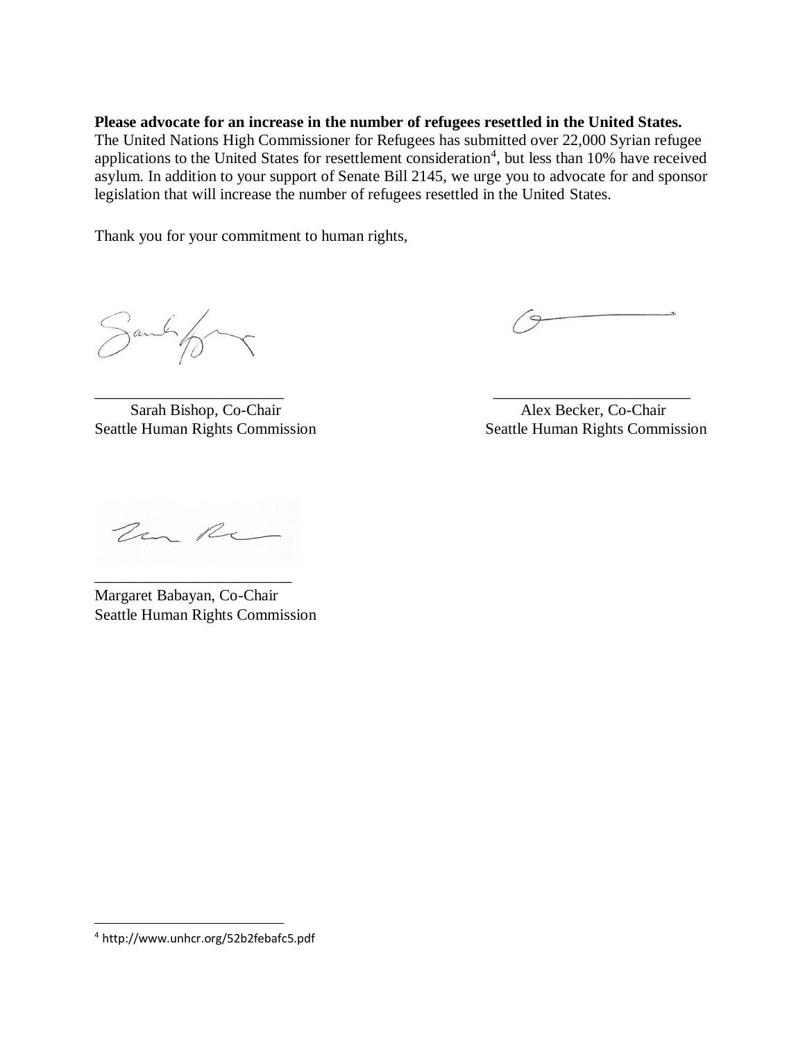**Please advocate for an increase in the number of refugees resettled in the United States.** The United Nations High Commissioner for Refugees has submitted over 22,000 Syrian refugee applications to the United States for resettlement consideration[4], but less than 10% have received asylum. In addition to your support of Senate Bill 2145, we urge you to advocate for and sponsor legislation that will increase the number of refugees resettled in the United States.

Thank you for your commitment to human rights,

Sarah Bishop, Co-Chair
Seattle Human Rights Commission

Alex Becker, Co-Chair
Seattle Human Rights Commission

Margaret Babayan, Co-Chair
Seattle Human Rights Commission

[4] http://www.unhcr.org/52b2febafc5.pdf